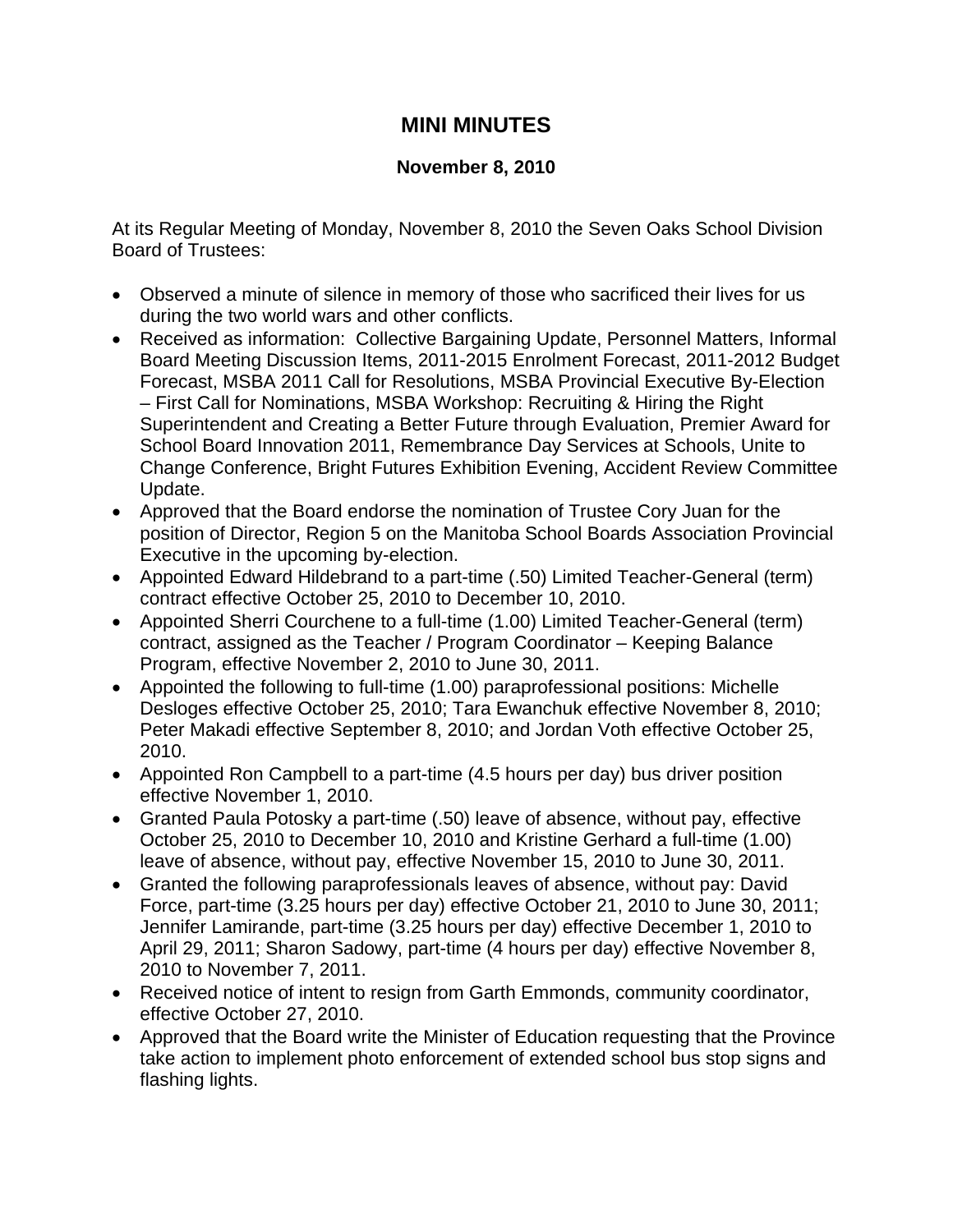# MINI MINUTES

**November 8, 2010**

At its Regular Meeting of Monday, November 8, 2010 the Seven Oaks School Division Board of Trustees:

- Observed a minute of silence in memory of those who sacrificed their lives for us during the two world wars and other conflicts.
- Received as information: Collective Bargaining Update, Personnel Matters, Informal Board Meeting Discussion Items, 2011-2015 Enrolment Forecast, 2011-2012 Budget Forecast, MSBA 2011 Call for Resolutions, MSBA Provincial Executive By-Election – First Call for Nominations, MSBA Workshop: Recruiting & Hiring the Right Superintendent and Creating a Better Future through Evaluation, Premier Award for School Board Innovation 2011, Remembrance Day Services at Schools, Unite to Change Conference, Bright Futures Exhibition Evening, Accident Review Committee Update.
- Approved that the Board endorse the nomination of Trustee Cory Juan for the position of Director, Region 5 on the Manitoba School Boards Association Provincial Executive in the upcoming by-election.
- Appointed Edward Hildebrand to a part-time (.50) Limited Teacher-General (term) contract effective October 25, 2010 to December 10, 2010.
- Appointed Sherri Courchene to a full-time (1.00) Limited Teacher-General (term) contract, assigned as the Teacher / Program Coordinator – Keeping Balance Program, effective November 2, 2010 to June 30, 2011.
- Appointed the following to full-time (1.00) paraprofessional positions: Michelle Desloges effective October 25, 2010; Tara Ewanchuk effective November 8, 2010; Peter Makadi effective September 8, 2010; and Jordan Voth effective October 25, 2010.
- Appointed Ron Campbell to a part-time (4.5 hours per day) bus driver position effective November 1, 2010.
- Granted Paula Potosky a part-time (.50) leave of absence, without pay, effective October 25, 2010 to December 10, 2010 and Kristine Gerhard a full-time (1.00) leave of absence, without pay, effective November 15, 2010 to June 30, 2011.
- Granted the following paraprofessionals leaves of absence, without pay: David Force, part-time (3.25 hours per day) effective October 21, 2010 to June 30, 2011; Jennifer Lamirande, part-time (3.25 hours per day) effective December 1, 2010 to April 29, 2011; Sharon Sadowy, part-time (4 hours per day) effective November 8, 2010 to November 7, 2011.
- Received notice of intent to resign from Garth Emmonds, community coordinator, effective October 27, 2010.
- Approved that the Board write the Minister of Education requesting that the Province take action to implement photo enforcement of extended school bus stop signs and flashing lights.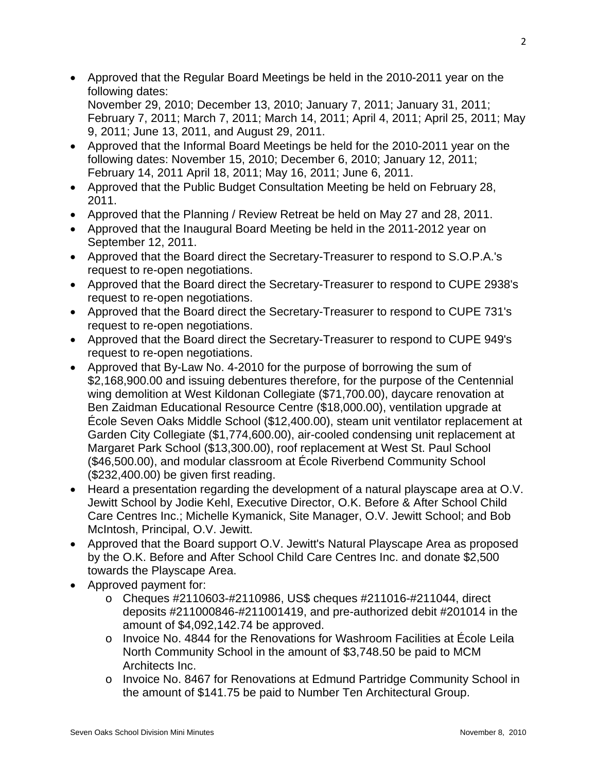- Approved that the Regular Board Meetings be held in the 2010-2011 year on the following dates:
  November 29, 2010; December 13, 2010; January 7, 2011; January 31, 2011; February 7, 2011; March 7, 2011; March 14, 2011; April 4, 2011; April 25, 2011; May 9, 2011; June 13, 2011, and August 29, 2011.
- Approved that the Informal Board Meetings be held for the 2010-2011 year on the following dates: November 15, 2010; December 6, 2010; January 12, 2011; February 14, 2011 April 18, 2011; May 16, 2011; June 6, 2011.
- Approved that the Public Budget Consultation Meeting be held on February 28, 2011.
- Approved that the Planning / Review Retreat be held on May 27 and 28, 2011.
- Approved that the Inaugural Board Meeting be held in the 2011-2012 year on September 12, 2011.
- Approved that the Board direct the Secretary-Treasurer to respond to S.O.P.A.'s request to re-open negotiations.
- Approved that the Board direct the Secretary-Treasurer to respond to CUPE 2938's request to re-open negotiations.
- Approved that the Board direct the Secretary-Treasurer to respond to CUPE 731's request to re-open negotiations.
- Approved that the Board direct the Secretary-Treasurer to respond to CUPE 949's request to re-open negotiations.
- Approved that By-Law No. 4-2010 for the purpose of borrowing the sum of $2,168,900.00 and issuing debentures therefore, for the purpose of the Centennial wing demolition at West Kildonan Collegiate ($71,700.00), daycare renovation at Ben Zaidman Educational Resource Centre ($18,000.00), ventilation upgrade at École Seven Oaks Middle School ($12,400.00), steam unit ventilator replacement at Garden City Collegiate ($1,774,600.00), air-cooled condensing unit replacement at Margaret Park School ($13,300.00), roof replacement at West St. Paul School ($46,500.00), and modular classroom at École Riverbend Community School ($232,400.00) be given first reading.
- Heard a presentation regarding the development of a natural playscape area at O.V. Jewitt School by Jodie Kehl, Executive Director, O.K. Before & After School Child Care Centres Inc.; Michelle Kymanick, Site Manager, O.V. Jewitt School; and Bob McIntosh, Principal, O.V. Jewitt.
- Approved that the Board support O.V. Jewitt's Natural Playscape Area as proposed by the O.K. Before and After School Child Care Centres Inc. and donate $2,500 towards the Playscape Area.
- Approved payment for:
  - Cheques #2110603-#2110986, US$ cheques #211016-#211044, direct deposits #211000846-#211001419, and pre-authorized debit #201014 in the amount of $4,092,142.74 be approved.
  - Invoice No. 4844 for the Renovations for Washroom Facilities at École Leila North Community School in the amount of $3,748.50 be paid to MCM Architects Inc.
  - Invoice No. 8467 for Renovations at Edmund Partridge Community School in the amount of $141.75 be paid to Number Ten Architectural Group.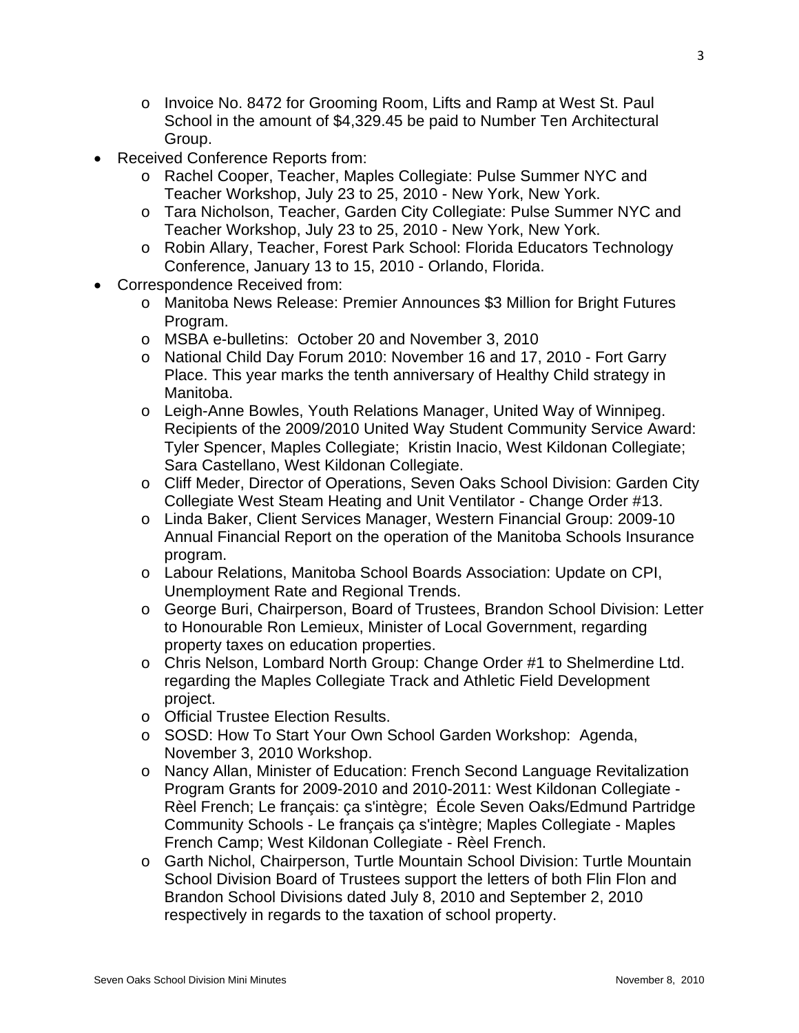- Invoice No. 8472 for Grooming Room, Lifts and Ramp at West St. Paul School in the amount of $4,329.45 be paid to Number Ten Architectural Group.
- Received Conference Reports from:
  - Rachel Cooper, Teacher, Maples Collegiate: Pulse Summer NYC and Teacher Workshop, July 23 to 25, 2010 - New York, New York.
  - Tara Nicholson, Teacher, Garden City Collegiate: Pulse Summer NYC and Teacher Workshop, July 23 to 25, 2010 - New York, New York.
  - Robin Allary, Teacher, Forest Park School: Florida Educators Technology Conference, January 13 to 15, 2010 - Orlando, Florida.
- Correspondence Received from:
  - Manitoba News Release: Premier Announces $3 Million for Bright Futures Program.
  - MSBA e-bulletins: October 20 and November 3, 2010
  - National Child Day Forum 2010: November 16 and 17, 2010 - Fort Garry Place. This year marks the tenth anniversary of Healthy Child strategy in Manitoba.
  - Leigh-Anne Bowles, Youth Relations Manager, United Way of Winnipeg. Recipients of the 2009/2010 United Way Student Community Service Award: Tyler Spencer, Maples Collegiate; Kristin Inacio, West Kildonan Collegiate; Sara Castellano, West Kildonan Collegiate.
  - Cliff Meder, Director of Operations, Seven Oaks School Division: Garden City Collegiate West Steam Heating and Unit Ventilator - Change Order #13.
  - Linda Baker, Client Services Manager, Western Financial Group: 2009-10 Annual Financial Report on the operation of the Manitoba Schools Insurance program.
  - Labour Relations, Manitoba School Boards Association: Update on CPI, Unemployment Rate and Regional Trends.
  - George Buri, Chairperson, Board of Trustees, Brandon School Division: Letter to Honourable Ron Lemieux, Minister of Local Government, regarding property taxes on education properties.
  - Chris Nelson, Lombard North Group: Change Order #1 to Shelmerdine Ltd. regarding the Maples Collegiate Track and Athletic Field Development project.
  - Official Trustee Election Results.
  - SOSD: How To Start Your Own School Garden Workshop: Agenda, November 3, 2010 Workshop.
  - Nancy Allan, Minister of Education: French Second Language Revitalization Program Grants for 2009-2010 and 2010-2011: West Kildonan Collegiate - Rèel French; Le français: ça s'intègre; École Seven Oaks/Edmund Partridge Community Schools - Le français ça s'intègre; Maples Collegiate - Maples French Camp; West Kildonan Collegiate - Rèel French.
  - Garth Nichol, Chairperson, Turtle Mountain School Division: Turtle Mountain School Division Board of Trustees support the letters of both Flin Flon and Brandon School Divisions dated July 8, 2010 and September 2, 2010 respectively in regards to the taxation of school property.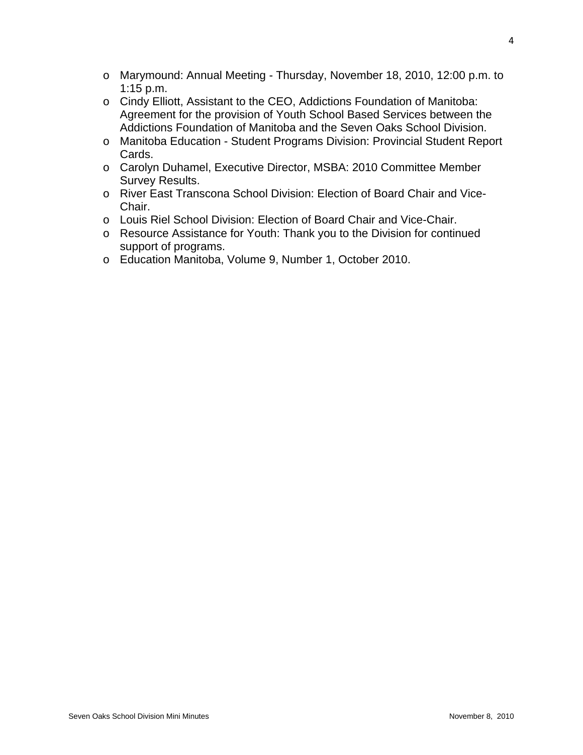- Marymound: Annual Meeting - Thursday, November 18, 2010, 12:00 p.m. to 1:15 p.m.
- Cindy Elliott, Assistant to the CEO, Addictions Foundation of Manitoba: Agreement for the provision of Youth School Based Services between the Addictions Foundation of Manitoba and the Seven Oaks School Division.
- Manitoba Education - Student Programs Division: Provincial Student Report Cards.
- Carolyn Duhamel, Executive Director, MSBA: 2010 Committee Member Survey Results.
- River East Transcona School Division: Election of Board Chair and Vice-Chair.
- Louis Riel School Division: Election of Board Chair and Vice-Chair.
- Resource Assistance for Youth: Thank you to the Division for continued support of programs.
- Education Manitoba, Volume 9, Number 1, October 2010.